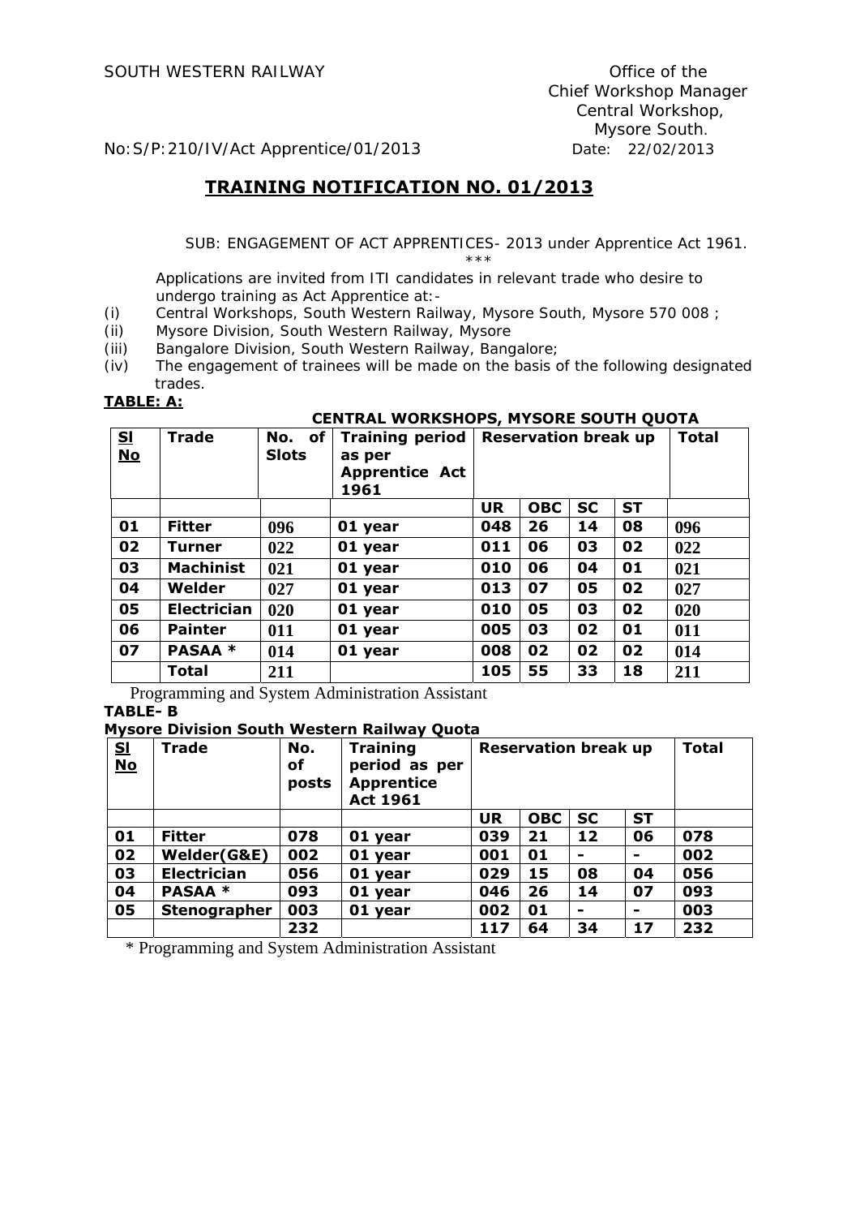SOUTH WESTERN RAILWAY

Office of the
Chief Workshop Manager
Central Workshop,
Mysore South.

No:S/P:210/IV/Act Apprentice/01/2013

Date: 22/02/2013

# TRAINING NOTIFICATION NO. 01/2013

SUB: ENGAGEMENT OF ACT APPRENTICES- 2013 under Apprentice Act 1961.

\*\*\*

Applications are invited from ITI candidates in relevant trade who desire to undergo training as Act Apprentice at:-

(i) Central Workshops, South Western Railway, Mysore South, Mysore 570 008 ;
(ii) Mysore Division, South Western Railway, Mysore
(iii) Bangalore Division, South Western Railway, Bangalore;
(iv) The engagement of trainees will be made on the basis of the following designated trades.

**TABLE: A:**

**CENTRAL WORKSHOPS, MYSORE SOUTH QUOTA**

| Sl No | Trade | No. of Slots | Training period as per Apprentice Act 1961 | Reservation break up | | | | Total |
|---|---|---|---|---|---|---|---|---|
| | | | | UR | OBC | SC | ST | |
| 01 | Fitter | 096 | 01 year | 048 | 26 | 14 | 08 | 096 |
| 02 | Turner | 022 | 01 year | 011 | 06 | 03 | 02 | 022 |
| 03 | Machinist | 021 | 01 year | 010 | 06 | 04 | 01 | 021 |
| 04 | Welder | 027 | 01 year | 013 | 07 | 05 | 02 | 027 |
| 05 | Electrician | 020 | 01 year | 010 | 05 | 03 | 02 | 020 |
| 06 | Painter | 011 | 01 year | 005 | 03 | 02 | 01 | 011 |
| 07 | PASAA * | 014 | 01 year | 008 | 02 | 02 | 02 | 014 |
| | Total | 211 | | 105 | 55 | 33 | 18 | 211 |

Programming and System Administration Assistant

**TABLE- B**

**Mysore Division South Western Railway Quota**

| Sl No | Trade | No. of posts | Training period as per Apprentice Act 1961 | Reservation break up | | | | Total |
|---|---|---|---|---|---|---|---|---|
| | | | | UR | OBC | SC | ST | |
| 01 | Fitter | 078 | 01 year | 039 | 21 | 12 | 06 | 078 |
| 02 | Welder(G&E) | 002 | 01 year | 001 | 01 | - | - | 002 |
| 03 | Electrician | 056 | 01 year | 029 | 15 | 08 | 04 | 056 |
| 04 | PASAA * | 093 | 01 year | 046 | 26 | 14 | 07 | 093 |
| 05 | Stenographer | 003 | 01 year | 002 | 01 | - | - | 003 |
| | | 232 | | 117 | 64 | 34 | 17 | 232 |

\* Programming and System Administration Assistant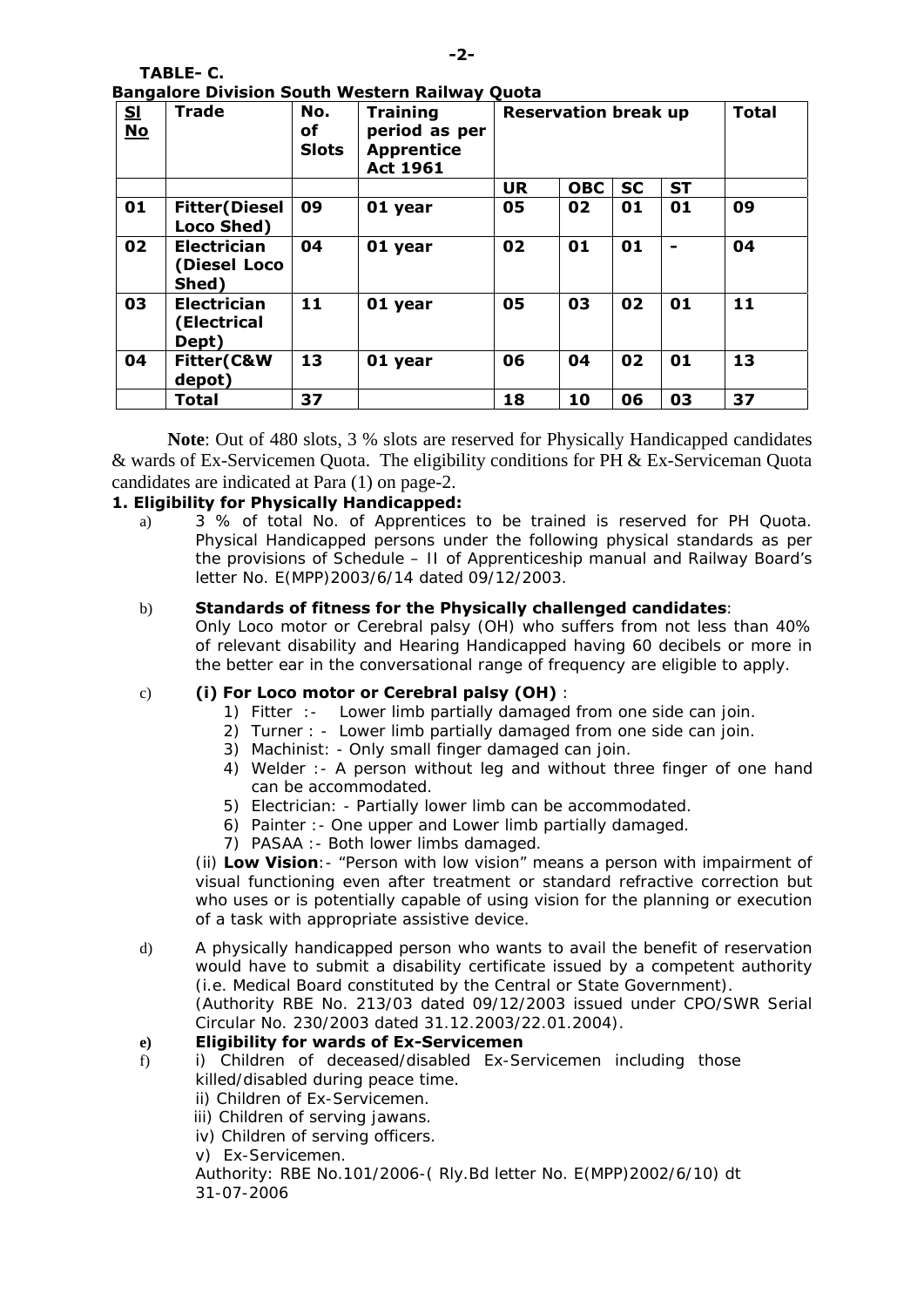**TABLE- C.**

**Bangalore Division South Western Railway Quota**

| Sl No | Trade | No. of Slots | Training period as per Apprentice Act 1961 | Reservation break up | | | | Total |
|---|---|---|---|---|---|---|---|---|
| | | | | UR | OBC | SC | ST | |
| 01 | Fitter(Diesel Loco Shed) | 09 | 01 year | 05 | 02 | 01 | 01 | 09 |
| 02 | Electrician (Diesel Loco Shed) | 04 | 01 year | 02 | 01 | 01 | - | 04 |
| 03 | Electrician (Electrical Dept) | 11 | 01 year | 05 | 03 | 02 | 01 | 11 |
| 04 | Fitter(C&W depot) | 13 | 01 year | 06 | 04 | 02 | 01 | 13 |
| | Total | 37 | | 18 | 10 | 06 | 03 | 37 |

**Note**: Out of 480 slots, 3 % slots are reserved for Physically Handicapped candidates & wards of Ex-Servicemen Quota. The eligibility conditions for PH & Ex-Serviceman Quota candidates are indicated at Para (1) on page-2.

**1. Eligibility for Physically Handicapped:**

a) 3 % of total No. of Apprentices to be trained is reserved for PH Quota. Physical Handicapped persons under the following physical standards as per the provisions of Schedule – II of Apprenticeship manual and Railway Board's letter No. E(MPP)2003/6/14 dated 09/12/2003.

b) **Standards of fitness for the Physically challenged candidates**:
Only Loco motor or Cerebral palsy (OH) who suffers from not less than 40% of relevant disability and Hearing Handicapped having 60 decibels or more in the better ear in the conversational range of frequency are eligible to apply.

c) **(i) For Loco motor or Cerebral palsy (OH)** :

1) Fitter :- Lower limb partially damaged from one side can join.
2) Turner : - Lower limb partially damaged from one side can join.
3) Machinist: - Only small finger damaged can join.
4) Welder :- A person without leg and without three finger of one hand can be accommodated.
5) Electrician: - Partially lower limb can be accommodated.
6) Painter :- One upper and Lower limb partially damaged.
7) PASAA :- Both lower limbs damaged.

(ii) **Low Vision**:- "Person with low vision" means a person with impairment of visual functioning even after treatment or standard refractive correction but who uses or is potentially capable of using vision for the planning or execution of a task with appropriate assistive device.

d) A physically handicapped person who wants to avail the benefit of reservation would have to submit a disability certificate issued by a competent authority (i.e. Medical Board constituted by the Central or State Government).
(Authority RBE No. 213/03 dated 09/12/2003 issued under CPO/SWR Serial Circular No. 230/2003 dated 31.12.2003/22.01.2004).

**e) Eligibility for wards of Ex-Servicemen**

f) i) Children of deceased/disabled Ex-Servicemen including those killed/disabled during peace time.
ii) Children of Ex-Servicemen.
iii) Children of serving jawans.
iv) Children of serving officers.
v) Ex-Servicemen.
Authority: RBE No.101/2006-( Rly.Bd letter No. E(MPP)2002/6/10) dt 31-07-2006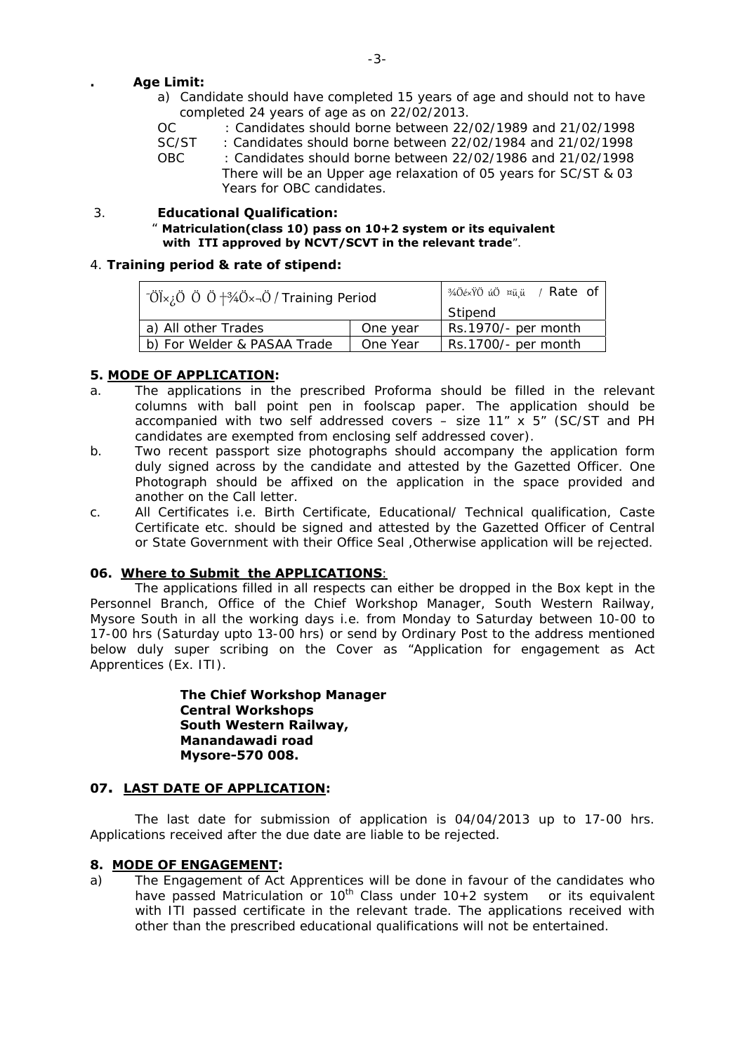**. Age Limit:**

a) Candidate should have completed 15 years of age and should not to have completed 24 years of age as on 22/02/2013.

OC : Candidates should borne between 22/02/1989 and 21/02/1998
SC/ST : Candidates should borne between 22/02/1984 and 21/02/1998
OBC : Candidates should borne between 22/02/1986 and 21/02/1998
There will be an Upper age relaxation of 05 years for SC/ST & 03 Years for OBC candidates.

3. **Educational Qualification:**

" **Matriculation(class 10) pass on 10+2 system or its equivalent with ITI approved by NCVT/SCVT in the relevant trade**".

4. **Training period & rate of stipend:**

| ¯ÖÏ×¿Ö Ö Ö †¾Ö×¬Ö / Training Period | | ¾Öé×ŸÖ úÖ ¤ü¸ü / Rate of Stipend |
|---|---|---|
| a) All other Trades | One year | Rs.1970/- per month |
| b) For Welder & PASAA Trade | One Year | Rs.1700/- per month |

**5. MODE OF APPLICATION:**

a. The applications in the prescribed Proforma should be filled in the relevant columns with ball point pen in foolscap paper. The application should be accompanied with two self addressed covers – size 11" x 5" (SC/ST and PH candidates are exempted from enclosing self addressed cover).

b. Two recent passport size photographs should accompany the application form duly signed across by the candidate and attested by the Gazetted Officer. One Photograph should be affixed on the application in the space provided and another on the Call letter.

c. All Certificates i.e. Birth Certificate, Educational/ Technical qualification, Caste Certificate etc. should be signed and attested by the Gazetted Officer of Central or State Government with their Office Seal ,Otherwise application will be rejected.

**06. Where to Submit the APPLICATIONS**:

The applications filled in all respects can either be dropped in the Box kept in the Personnel Branch, Office of the Chief Workshop Manager, South Western Railway, Mysore South in all the working days i.e. from Monday to Saturday between 10-00 to 17-00 hrs (Saturday upto 13-00 hrs) or send by Ordinary Post to the address mentioned below duly super scribing on the Cover as "Application for engagement as Act Apprentices (Ex. ITI).

**The Chief Workshop Manager**
**Central Workshops**
**South Western Railway,**
**Manandawadi road**
**Mysore-570 008.**

**07. LAST DATE OF APPLICATION:**

The last date for submission of application is 04/04/2013 up to 17-00 hrs. Applications received after the due date are liable to be rejected.

**8. MODE OF ENGAGEMENT:**

a) The Engagement of Act Apprentices will be done in favour of the candidates who have passed Matriculation or 10th Class under 10+2 system or its equivalent with ITI passed certificate in the relevant trade. The applications received with other than the prescribed educational qualifications will not be entertained.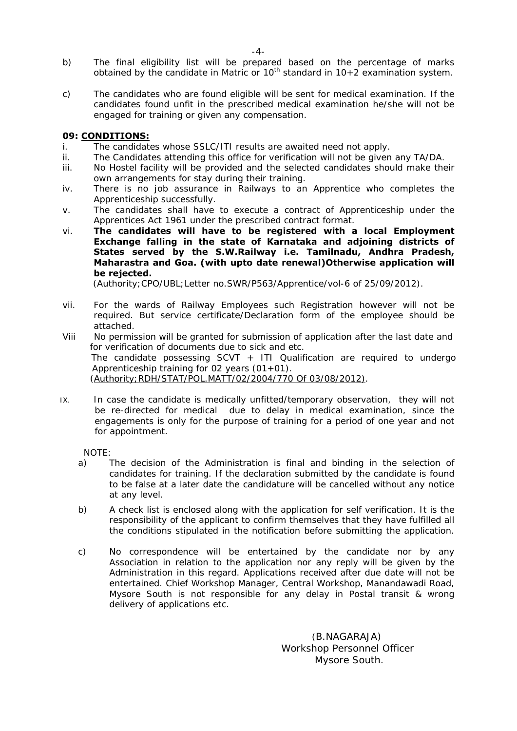b) The final eligibility list will be prepared based on the percentage of marks obtained by the candidate in Matric or 10th standard in 10+2 examination system.

c) The candidates who are found eligible will be sent for medical examination. If the candidates found unfit in the prescribed medical examination he/she will not be engaged for training or given any compensation.

**09: CONDITIONS:**

i. The candidates whose SSLC/ITI results are awaited need not apply.

ii. The Candidates attending this office for verification will not be given any TA/DA.

iii. No Hostel facility will be provided and the selected candidates should make their own arrangements for stay during their training.

iv. There is no job assurance in Railways to an Apprentice who completes the Apprenticeship successfully.

v. The candidates shall have to execute a contract of Apprenticeship under the Apprentices Act 1961 under the prescribed contract format.

vi. **The candidates will have to be registered with a local Employment Exchange falling in the state of Karnataka and adjoining districts of States served by the S.W.Railway i.e. Tamilnadu, Andhra Pradesh, Maharastra and Goa. (with upto date renewal)Otherwise application will be rejected.**
(Authority;CPO/UBL;Letter no.SWR/P563/Apprentice/vol-6 of 25/09/2012).

vii. For the wards of Railway Employees such Registration however will not be required. But service certificate/Declaration form of the employee should be attached.

Viii No permission will be granted for submission of application after the last date and for verification of documents due to sick and etc.
The candidate possessing SCVT + ITI Qualification are required to undergo Apprenticeship training for 02 years (01+01).
(Authority;RDH/STAT/POL.MATT/02/2004/770 Of 03/08/2012).

IX. In case the candidate is medically unfitted/temporary observation, they will not be re-directed for medical due to delay in medical examination, since the engagements is only for the purpose of training for a period of one year and not for appointment.

NOTE:

a) The decision of the Administration is final and binding in the selection of candidates for training. If the declaration submitted by the candidate is found to be false at a later date the candidature will be cancelled without any notice at any level.

b) A check list is enclosed along with the application for self verification. It is the responsibility of the applicant to confirm themselves that they have fulfilled all the conditions stipulated in the notification before submitting the application.

c) No correspondence will be entertained by the candidate nor by any Association in relation to the application nor any reply will be given by the Administration in this regard. Applications received after due date will not be entertained. Chief Workshop Manager, Central Workshop, Manandawadi Road, Mysore South is not responsible for any delay in Postal transit & wrong delivery of applications etc.

(B.NAGARAJA)
Workshop Personnel Officer
Mysore South.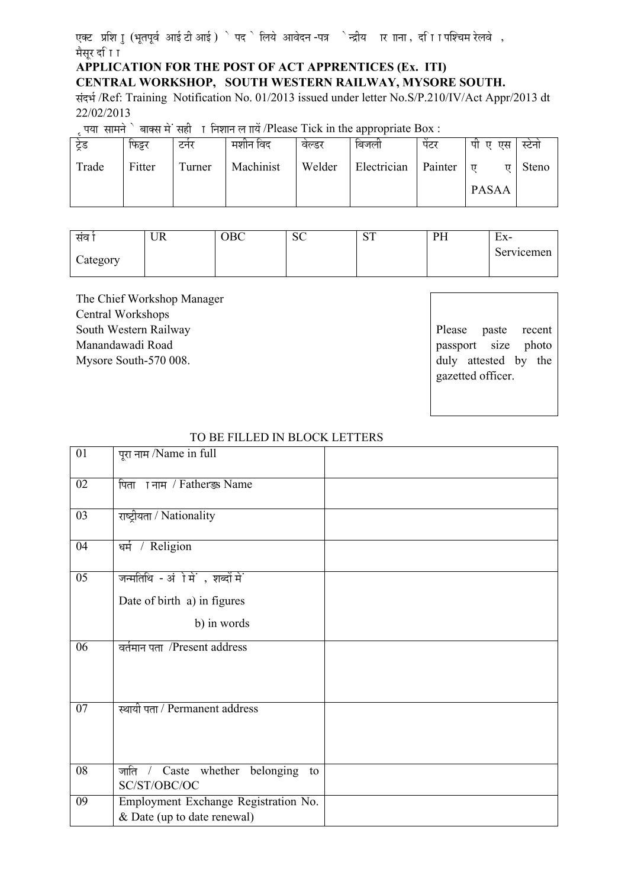एक्ट प्रशि ु (भूतपूर्व आई टी आई ) े पद े लिये आवेदन-पत्र ेन्द्रीय ार ााना , दा ा ा पश्चिम रेलवे , मैसूर दा ा ा

**APPLICATION FOR THE POST OF ACT APPRENTICES (Ex. ITI)**

**CENTRAL WORKSHOP, SOUTH WESTERN RAILWAY, MYSORE SOUTH.**

संदर्भ /Ref: Training Notification No. 01/2013 issued under letter No.S/P.210/IV/Act Appr/2013 dt 22/02/2013

ृपया सामने े बाक्स में सही ा निशान ल ायें /Please Tick in the appropriate Box :

| ट्रेड Trade | फिट्टर Fitter | टर्नर Turner | मशीन विद Machinist | वेल्डर Welder | बिजली Electrician | पेंटर Painter | पी ए एस ए ए PASAA | स्टेनो Steno |
|---|---|---|---|---|---|---|---|---|
| | | | | | | | | |

| संव ा Category | UR | OBC | SC | ST | PH | Ex-Servicemen |
|---|---|---|---|---|---|---|
| | | | | | | |

The Chief Workshop Manager
Central Workshops
South Western Railway
Manandawadi Road
Mysore South-570 008.

Please paste recent passport size photo duly attested by the gazetted officer.

TO BE FILLED IN BLOCK LETTERS

| | | |
|---|---|---|
| 01 | पूरा नाम /Name in full | |
| 02 | पिता ा नाम / Father's Name | |
| 03 | राष्ट्रीयता / Nationality | |
| 04 | धर्म / Religion | |
| 05 | जन्मतिथि - अं ो में , शब्दों में<br>Date of birth a) in figures<br>b) in words | |
| 06 | वर्तमान पता /Present address | |
| 07 | स्थायी पता / Permanent address | |
| 08 | जाति / Caste whether belonging to SC/ST/OBC/OC | |
| 09 | Employment Exchange Registration No. & Date (up to date renewal) | |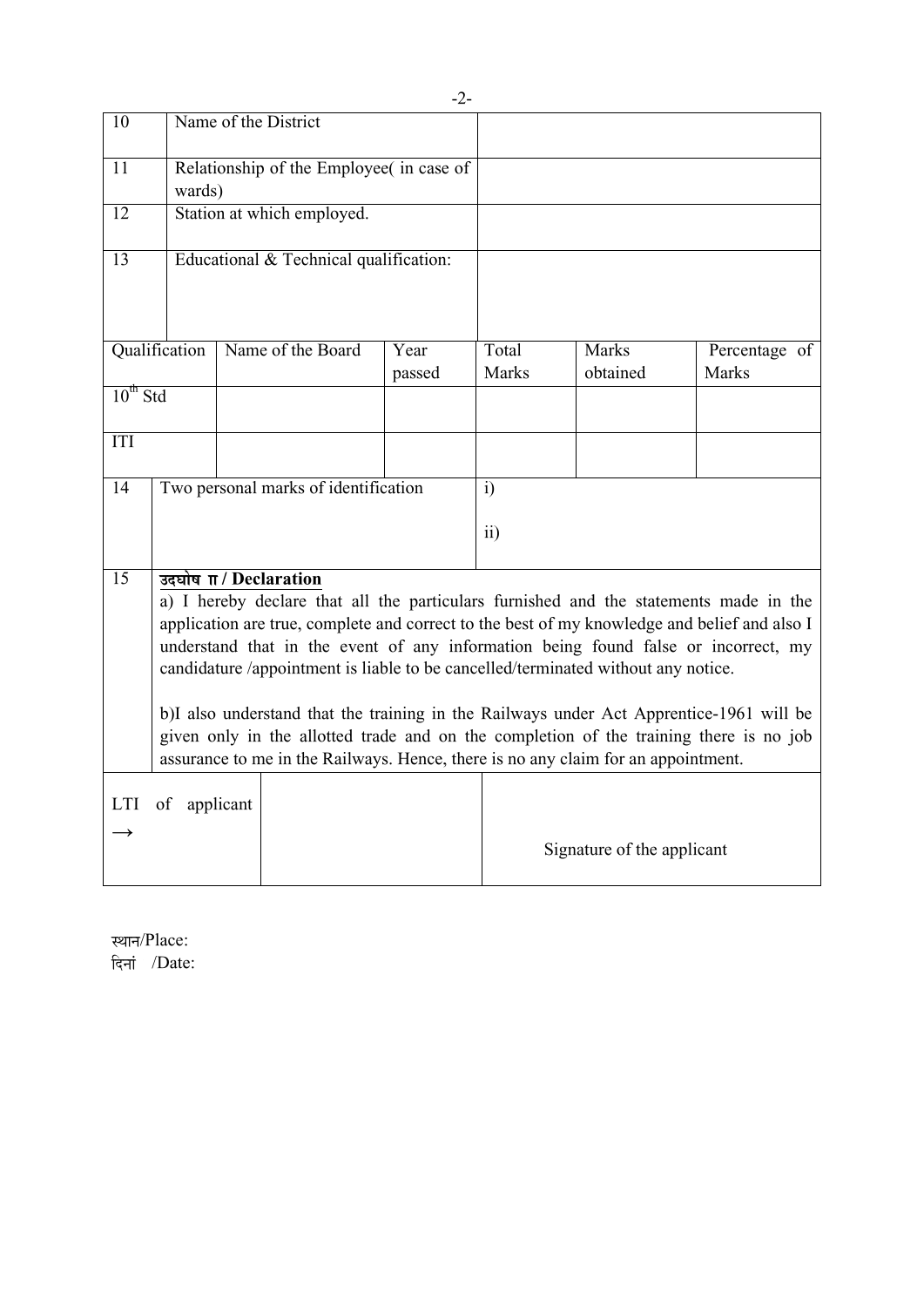| | | |
|---|---|---|
| 10 | Name of the District | |
| 11 | Relationship of the Employee( in case of wards) | |
| 12 | Station at which employed. | |
| 13 | Educational & Technical qualification: | |

| Qualification | Name of the Board | Year passed | Total Marks | Marks obtained | Percentage of Marks |
|---|---|---|---|---|---|
| 10$^{th}$ Std | | | | | |
| ITI | | | | | |

| | | |
|---|---|---|
| 14 | Two personal marks of identification | i)<br><br>ii) |

15 **उद्घोष ा / Declaration**

a) I hereby declare that all the particulars furnished and the statements made in the application are true, complete and correct to the best of my knowledge and belief and also I understand that in the event of any information being found false or incorrect, my candidature /appointment is liable to be cancelled/terminated without any notice.

b)I also understand that the training in the Railways under Act Apprentice-1961 will be given only in the allotted trade and on the completion of the training there is no job assurance to me in the Railways. Hence, there is no any claim for an appointment.

| | | |
|---|---|---|
| LTI of applicant → | | Signature of the applicant |

स्थान/Place:

दिनां /Date: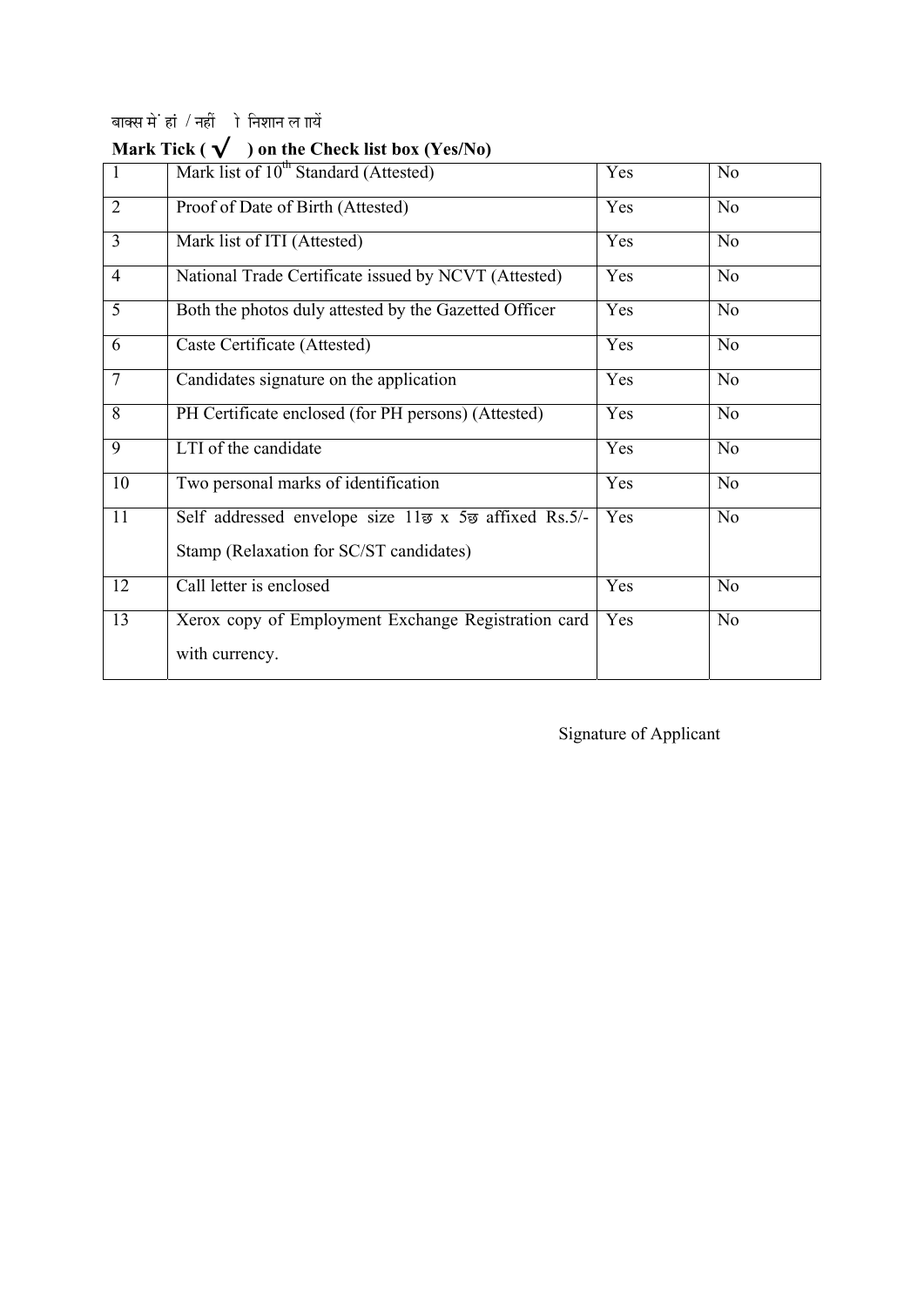बाक्स में हां / नहीं  ो निशान ल ायें

**Mark Tick ( √ ) on the Check list box (Yes/No)**

| | | | |
|---|---|---|---|
| 1 | Mark list of 10th Standard (Attested) | Yes | No |
| 2 | Proof of Date of Birth (Attested) | Yes | No |
| 3 | Mark list of ITI (Attested) | Yes | No |
| 4 | National Trade Certificate issued by NCVT (Attested) | Yes | No |
| 5 | Both the photos duly attested by the Gazetted Officer | Yes | No |
| 6 | Caste Certificate (Attested) | Yes | No |
| 7 | Candidates signature on the application | Yes | No |
| 8 | PH Certificate enclosed (for PH persons) (Attested) | Yes | No |
| 9 | LTI of the candidate | Yes | No |
| 10 | Two personal marks of identification | Yes | No |
| 11 | Self addressed envelope size 11छ x 5छ affixed Rs.5/- Stamp (Relaxation for SC/ST candidates) | Yes | No |
| 12 | Call letter is enclosed | Yes | No |
| 13 | Xerox copy of Employment Exchange Registration card with currency. | Yes | No |

Signature of Applicant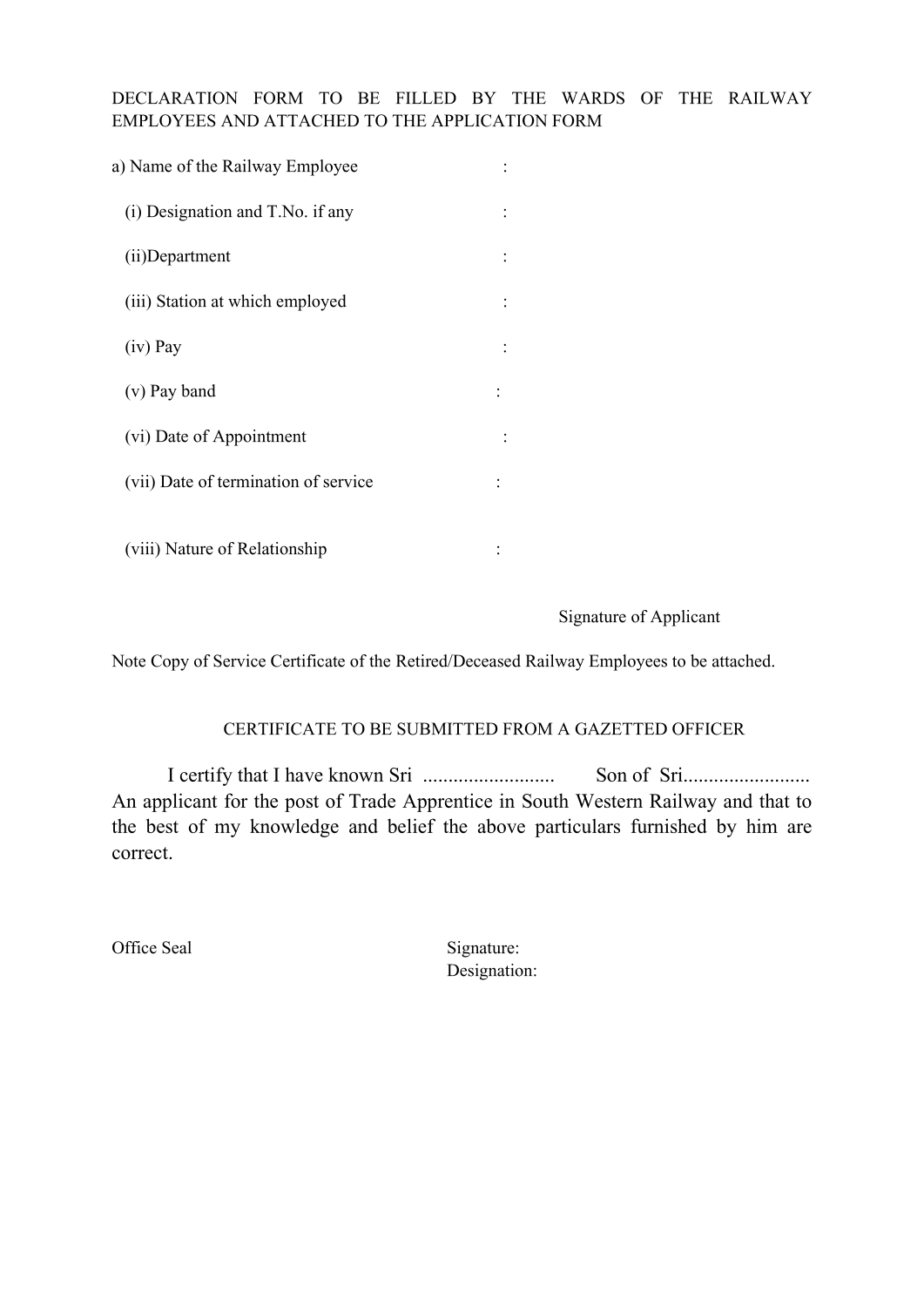DECLARATION FORM TO BE FILLED BY THE WARDS OF THE RAILWAY EMPLOYEES AND ATTACHED TO THE APPLICATION FORM

a) Name of the Railway Employee :

(i) Designation and T.No. if any :

(ii)Department :

(iii) Station at which employed :

(iv) Pay :

(v) Pay band :

(vi) Date of Appointment :

(vii) Date of termination of service :

(viii) Nature of Relationship :

Signature of Applicant

Note Copy of Service Certificate of the Retired/Deceased Railway Employees to be attached.

CERTIFICATE TO BE SUBMITTED FROM A GAZETTED OFFICER

I certify that I have known Sri .......................... Son of Sri......................... An applicant for the post of Trade Apprentice in South Western Railway and that to the best of my knowledge and belief the above particulars furnished by him are correct.

Office Seal

Signature:
Designation: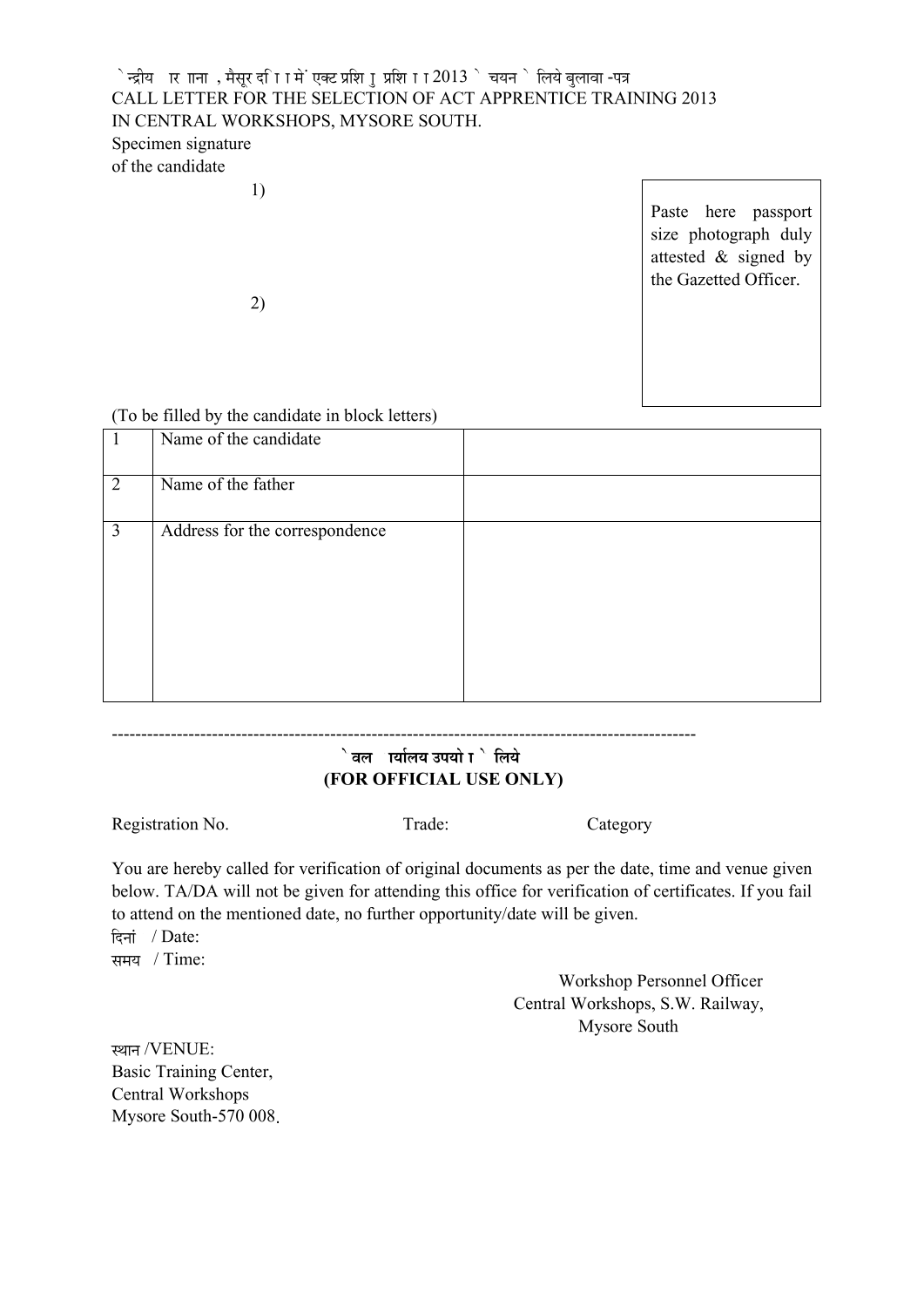`न्द्रीय र ाना , मैसूर दा ा ा में एक्ट प्रशि ा प्रशि ा ा 2013 ` चयन ` लिये बुलावा -पत्र

CALL LETTER FOR THE SELECTION OF ACT APPRENTICE TRAINING 2013 IN CENTRAL WORKSHOPS, MYSORE SOUTH.

Specimen signature of the candidate

1)

2)

Paste here passport size photograph duly attested & signed by the Gazetted Officer.

(To be filled by the candidate in block letters)

| | | |
|---|---|---|
| 1 | Name of the candidate | |
| 2 | Name of the father | |
| 3 | Address for the correspondence | |

---

**`वल ार्यालय उपयो ा ` लिये**

**(FOR OFFICIAL USE ONLY)**

Registration No. Trade: Category

You are hereby called for verification of original documents as per the date, time and venue given below. TA/DA will not be given for attending this office for verification of certificates. If you fail to attend on the mentioned date, no further opportunity/date will be given.

दिनां / Date:

समय / Time:

Workshop Personnel Officer
Central Workshops, S.W. Railway,
Mysore South

स्थान /VENUE:
Basic Training Center,
Central Workshops
Mysore South-570 008.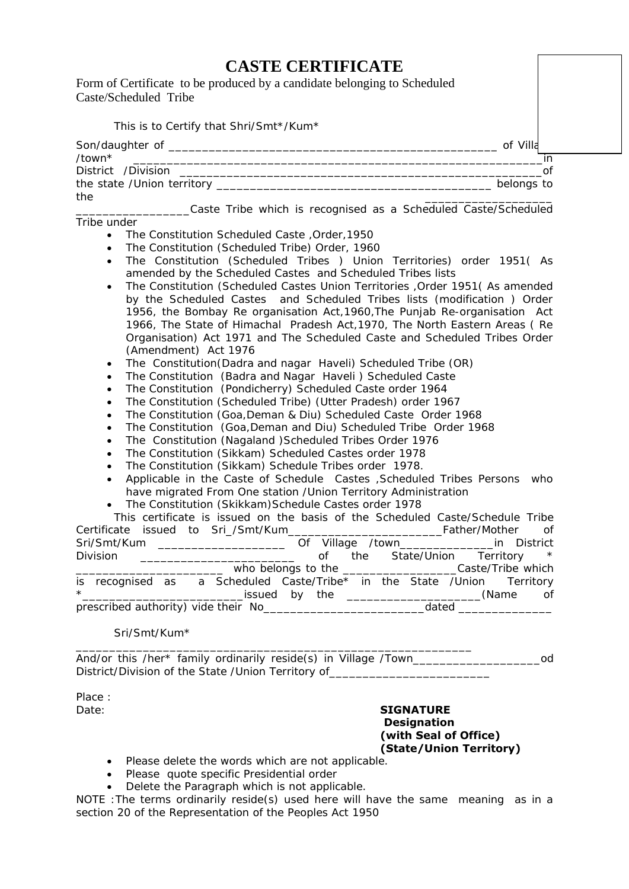# CASTE CERTIFICATE

Form of Certificate to be produced by a candidate belonging to Scheduled Caste/Scheduled Tribe

This is to Certify that Shri/Smt*/Kum*

Son/daughter of __________________________________________________ of Village /town* _____________________________________________________________in District /Division _______________________________________________________of the state /Union territory ________________________________________ belongs to the __________________ ________________Caste Tribe which is recognised as a Scheduled Caste/Scheduled Tribe under

- The Constitution Scheduled Caste ,Order,1950
- The Constitution (Scheduled Tribe) Order, 1960
- The Constitution (Scheduled Tribes ) Union Territories) order 1951( As amended by the Scheduled Castes and Scheduled Tribes lists
- The Constitution (Scheduled Castes Union Territories ,Order 1951( As amended by the Scheduled Castes and Scheduled Tribes lists (modification ) Order 1956, the Bombay Re organisation Act,1960,The Punjab Re-organisation Act 1966, The State of Himachal Pradesh Act,1970, The North Eastern Areas ( Re Organisation) Act 1971 and The Scheduled Caste and Scheduled Tribes Order (Amendment) Act 1976
- The Constitution(Dadra and nagar Haveli) Scheduled Tribe (OR)
- The Constitution (Badra and Nagar Haveli ) Scheduled Caste
- The Constitution (Pondicherry) Scheduled Caste order 1964
- The Constitution (Scheduled Tribe) (Utter Pradesh) order 1967
- The Constitution (Goa,Deman & Diu) Scheduled Caste Order 1968
- The Constitution (Goa,Deman and Diu) Scheduled Tribe Order 1968
- The Constitution (Nagaland )Scheduled Tribes Order 1976
- The Constitution (Sikkam) Scheduled Castes order 1978
- The Constitution (Sikkam) Schedule Tribes order 1978.
- Applicable in the Caste of Schedule Castes ,Scheduled Tribes Persons who have migrated From One station /Union Territory Administration
- The Constitution (Skikkam)Schedule Castes order 1978

This certificate is issued on the basis of the Scheduled Caste/Schedule Tribe Certificate issued to Sri_/Smt/Kum_______________________Father/Mother of Sri/Smt/Kum ___________________ Of Village /town______________in District Division _______________________ of the State/Union Territory * _____________________ who belongs to the _________________Caste/Tribe which is recognised as a Scheduled Caste/Tribe* in the State /Union Territory *________________________issued by the ____________________(Name of prescribed authority) vide their No________________________dated ______________

Sri/Smt/Kum*

____________________________________________________________

And/or this /her* family ordinarily reside(s) in Village /Town__________________od District/Division of the State /Union Territory of________________________

Place :

Date:

**SIGNATURE**
**Designation**
**(with Seal of Office)**
**(State/Union Territory)**

- Please delete the words which are not applicable.
- Please quote specific Presidential order
- Delete the Paragraph which is not applicable.

NOTE :The terms ordinarily reside(s) used here will have the same meaning as in a section 20 of the Representation of the Peoples Act 1950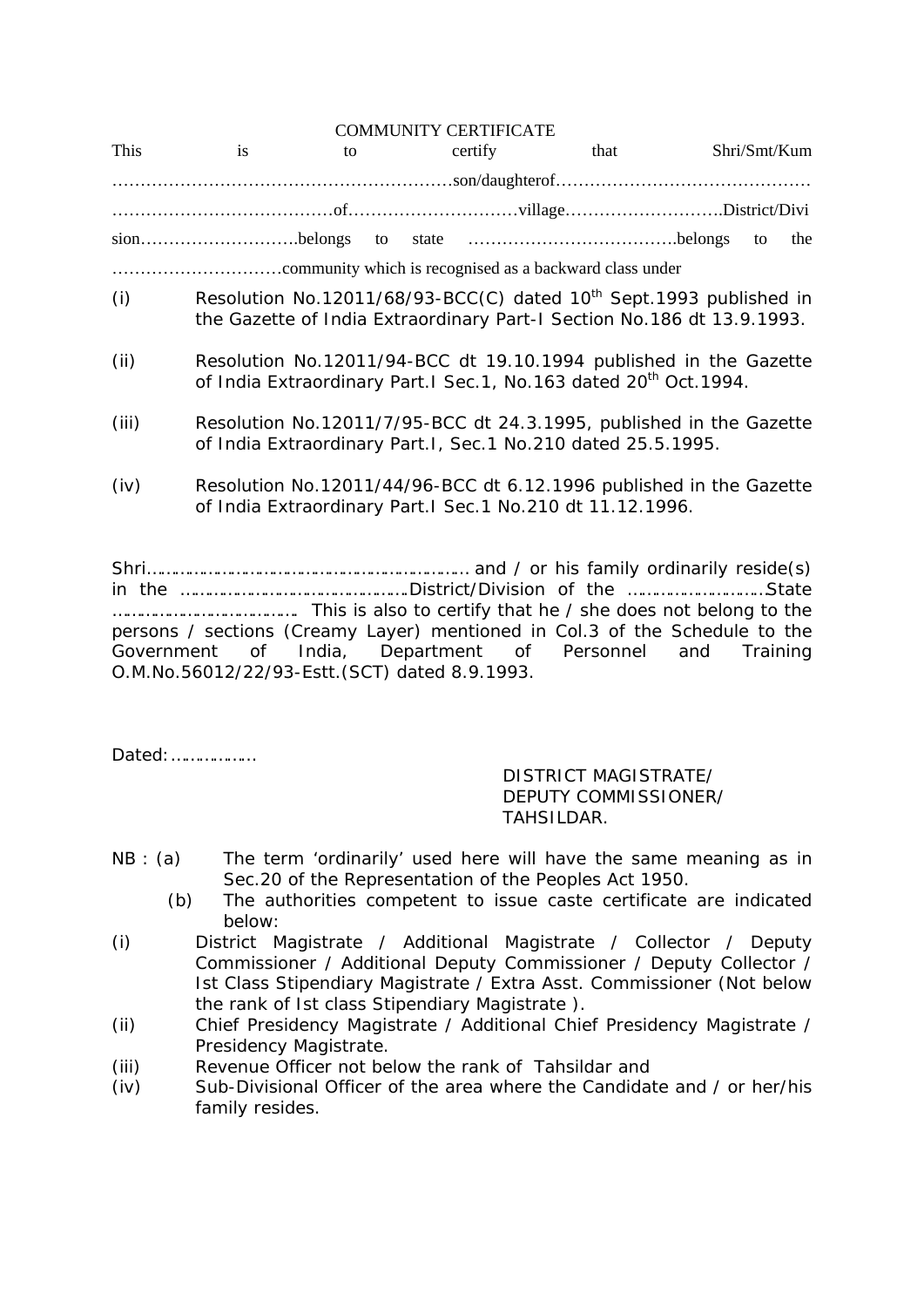# COMMUNITY CERTIFICATE

This is to certify that Shri/Smt/Kum ………………………………………………………son/daughterof…………………………………………………………………………of…………………………village……………………….District/Division……………………….belongs to state ……………………………….belongs to the …………………………community which is recognised as a backward class under

(i) Resolution No.12011/68/93-BCC(C) dated 10th Sept.1993 published in the Gazette of India Extraordinary Part-I Section No.186 dt 13.9.1993.

(ii) Resolution No.12011/94-BCC dt 19.10.1994 published in the Gazette of India Extraordinary Part.I Sec.1, No.163 dated 20th Oct.1994.

(iii) Resolution No.12011/7/95-BCC dt 24.3.1995, published in the Gazette of India Extraordinary Part.I, Sec.1 No.210 dated 25.5.1995.

(iv) Resolution No.12011/44/96-BCC dt 6.12.1996 published in the Gazette of India Extraordinary Part.I Sec.1 No.210 dt 11.12.1996.

Shri………………………………………………………… and / or his family ordinarily reside(s) in the ………………………………………District/Division of the ……………………….State ……………………………… This is also to certify that he / she does not belong to the persons / sections (Creamy Layer) mentioned in Col.3 of the Schedule to the Government of India, Department of Personnel and Training O.M.No.56012/22/93-Estt.(SCT) dated 8.9.1993.

Dated:………………

DISTRICT MAGISTRATE/
DEPUTY COMMISSIONER/
TAHSILDAR.

NB : (a) The term 'ordinarily' used here will have the same meaning as in Sec.20 of the Representation of the Peoples Act 1950.

(b) The authorities competent to issue caste certificate are indicated below:

(i) District Magistrate / Additional Magistrate / Collector / Deputy Commissioner / Additional Deputy Commissioner / Deputy Collector / Ist Class Stipendiary Magistrate / Extra Asst. Commissioner (Not below the rank of Ist class Stipendiary Magistrate ).
(ii) Chief Presidency Magistrate / Additional Chief Presidency Magistrate / Presidency Magistrate.
(iii) Revenue Officer not below the rank of Tahsildar and
(iv) Sub-Divisional Officer of the area where the Candidate and / or her/his family resides.